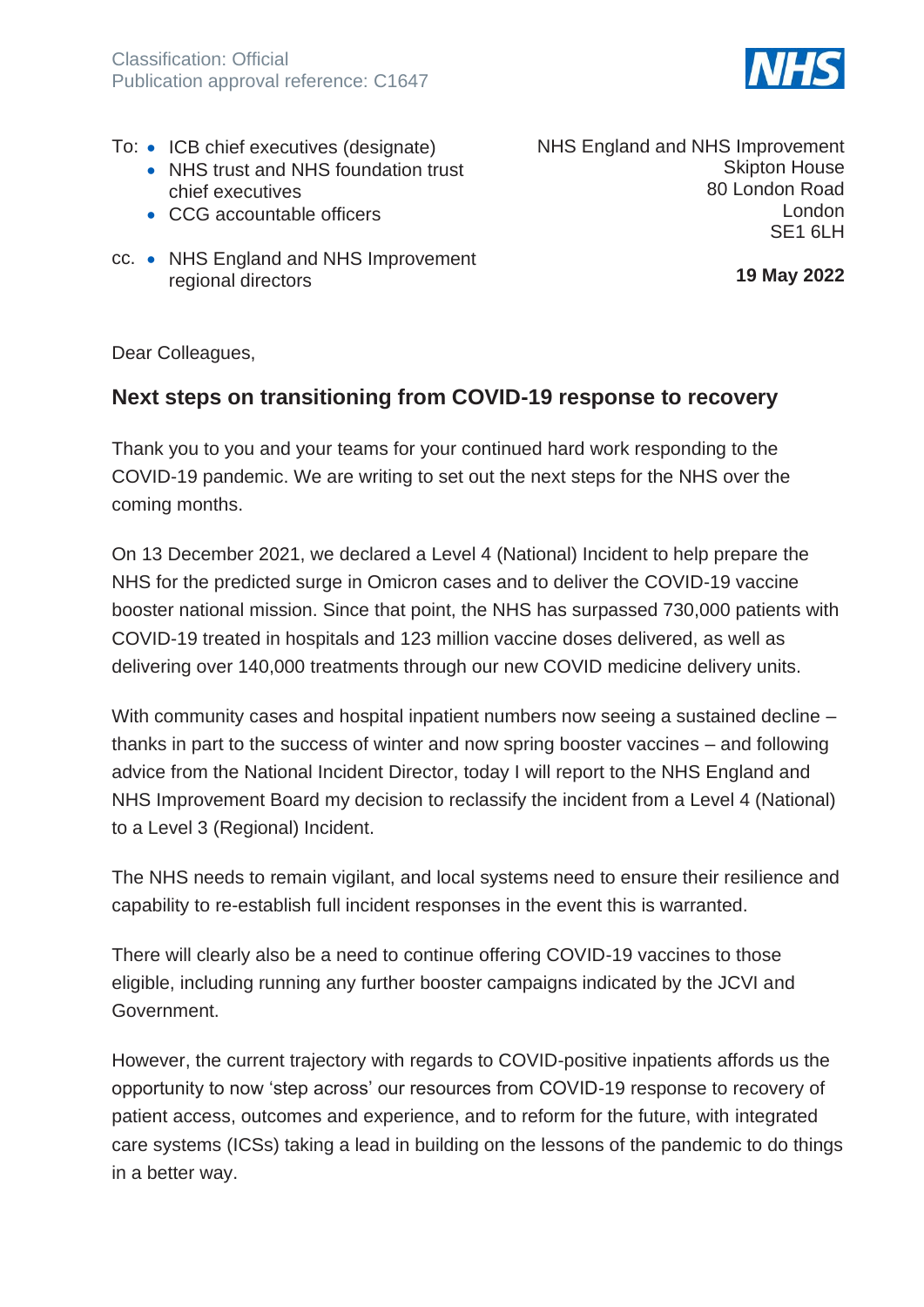Classification: Official
Publication approval reference: C1647

To:
- ICB chief executives (designate)
- NHS trust and NHS foundation trust chief executives
- CCG accountable officers

cc.
- NHS England and NHS Improvement regional directors

NHS England and NHS Improvement
Skipton House
80 London Road
London
SE1 6LH

**19 May 2022**

Dear Colleagues,

## Next steps on transitioning from COVID-19 response to recovery

Thank you to you and your teams for your continued hard work responding to the COVID-19 pandemic. We are writing to set out the next steps for the NHS over the coming months.

On 13 December 2021, we declared a Level 4 (National) Incident to help prepare the NHS for the predicted surge in Omicron cases and to deliver the COVID-19 vaccine booster national mission. Since that point, the NHS has surpassed 730,000 patients with COVID-19 treated in hospitals and 123 million vaccine doses delivered, as well as delivering over 140,000 treatments through our new COVID medicine delivery units.

With community cases and hospital inpatient numbers now seeing a sustained decline – thanks in part to the success of winter and now spring booster vaccines – and following advice from the National Incident Director, today I will report to the NHS England and NHS Improvement Board my decision to reclassify the incident from a Level 4 (National) to a Level 3 (Regional) Incident.

The NHS needs to remain vigilant, and local systems need to ensure their resilience and capability to re-establish full incident responses in the event this is warranted.

There will clearly also be a need to continue offering COVID-19 vaccines to those eligible, including running any further booster campaigns indicated by the JCVI and Government.

However, the current trajectory with regards to COVID-positive inpatients affords us the opportunity to now 'step across' our resources from COVID-19 response to recovery of patient access, outcomes and experience, and to reform for the future, with integrated care systems (ICSs) taking a lead in building on the lessons of the pandemic to do things in a better way.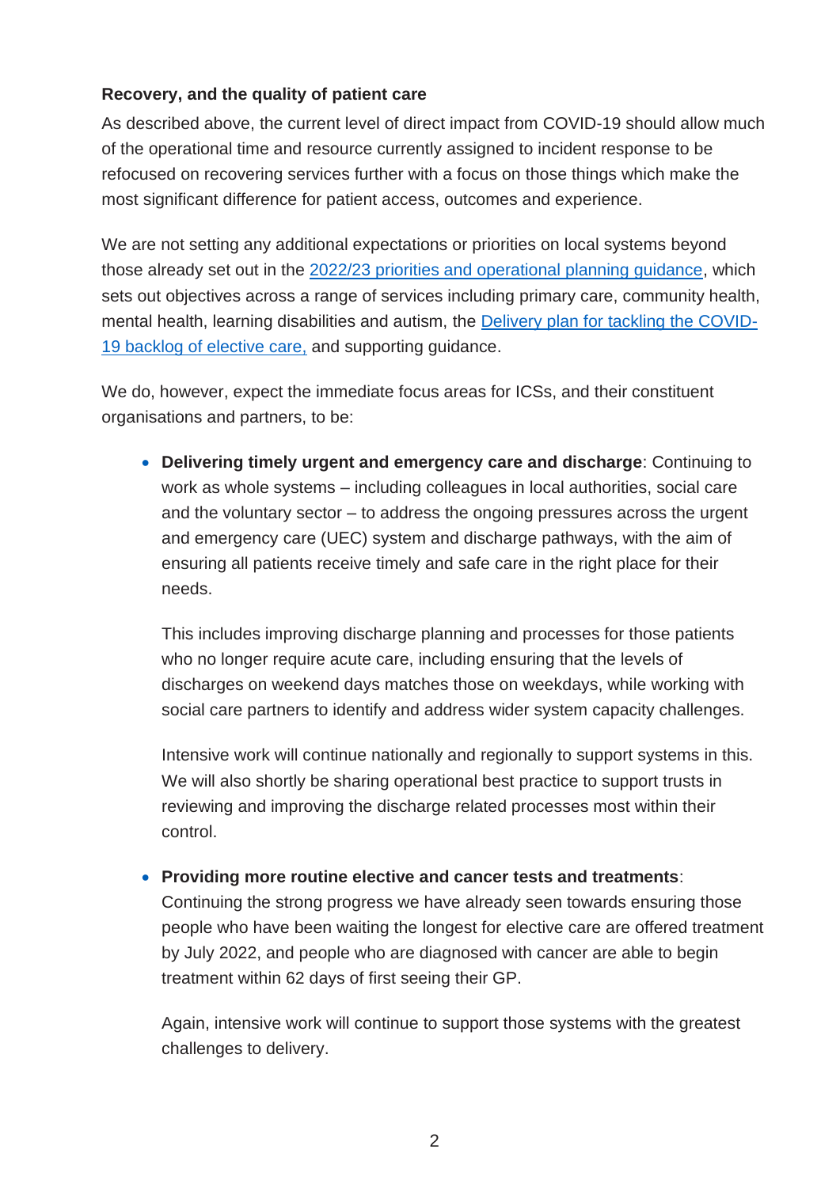**Recovery, and the quality of patient care**

As described above, the current level of direct impact from COVID-19 should allow much of the operational time and resource currently assigned to incident response to be refocused on recovering services further with a focus on those things which make the most significant difference for patient access, outcomes and experience.

We are not setting any additional expectations or priorities on local systems beyond those already set out in the 2022/23 priorities and operational planning guidance, which sets out objectives across a range of services including primary care, community health, mental health, learning disabilities and autism, the Delivery plan for tackling the COVID-19 backlog of elective care, and supporting guidance.

We do, however, expect the immediate focus areas for ICSs, and their constituent organisations and partners, to be:

- **Delivering timely urgent and emergency care and discharge**: Continuing to work as whole systems – including colleagues in local authorities, social care and the voluntary sector – to address the ongoing pressures across the urgent and emergency care (UEC) system and discharge pathways, with the aim of ensuring all patients receive timely and safe care in the right place for their needs.

  This includes improving discharge planning and processes for those patients who no longer require acute care, including ensuring that the levels of discharges on weekend days matches those on weekdays, while working with social care partners to identify and address wider system capacity challenges.

  Intensive work will continue nationally and regionally to support systems in this. We will also shortly be sharing operational best practice to support trusts in reviewing and improving the discharge related processes most within their control.

- **Providing more routine elective and cancer tests and treatments**: Continuing the strong progress we have already seen towards ensuring those people who have been waiting the longest for elective care are offered treatment by July 2022, and people who are diagnosed with cancer are able to begin treatment within 62 days of first seeing their GP.

  Again, intensive work will continue to support those systems with the greatest challenges to delivery.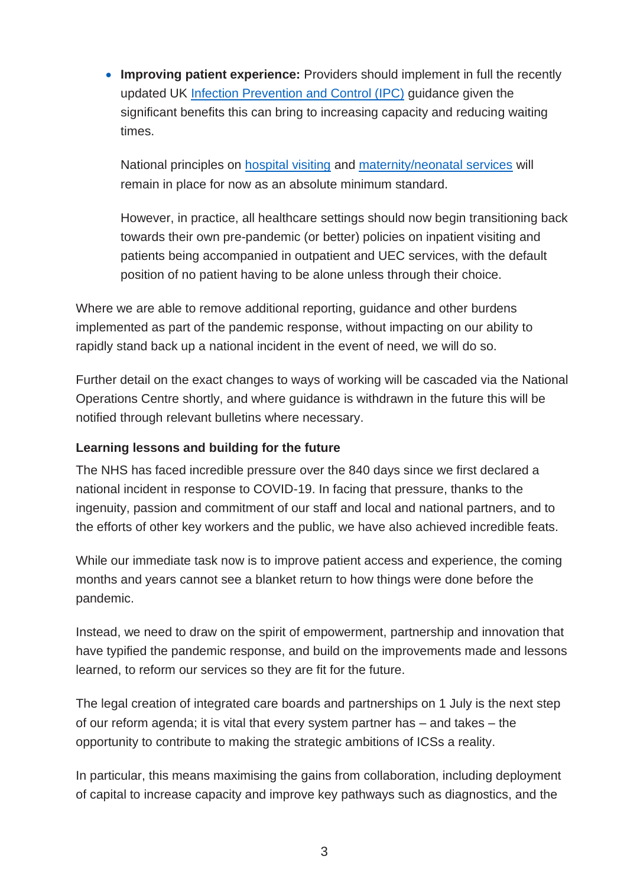- **Improving patient experience:** Providers should implement in full the recently updated UK Infection Prevention and Control (IPC) guidance given the significant benefits this can bring to increasing capacity and reducing waiting times.

  National principles on hospital visiting and maternity/neonatal services will remain in place for now as an absolute minimum standard.

  However, in practice, all healthcare settings should now begin transitioning back towards their own pre-pandemic (or better) policies on inpatient visiting and patients being accompanied in outpatient and UEC services, with the default position of no patient having to be alone unless through their choice.

Where we are able to remove additional reporting, guidance and other burdens implemented as part of the pandemic response, without impacting on our ability to rapidly stand back up a national incident in the event of need, we will do so.

Further detail on the exact changes to ways of working will be cascaded via the National Operations Centre shortly, and where guidance is withdrawn in the future this will be notified through relevant bulletins where necessary.

**Learning lessons and building for the future**

The NHS has faced incredible pressure over the 840 days since we first declared a national incident in response to COVID-19. In facing that pressure, thanks to the ingenuity, passion and commitment of our staff and local and national partners, and to the efforts of other key workers and the public, we have also achieved incredible feats.

While our immediate task now is to improve patient access and experience, the coming months and years cannot see a blanket return to how things were done before the pandemic.

Instead, we need to draw on the spirit of empowerment, partnership and innovation that have typified the pandemic response, and build on the improvements made and lessons learned, to reform our services so they are fit for the future.

The legal creation of integrated care boards and partnerships on 1 July is the next step of our reform agenda; it is vital that every system partner has – and takes – the opportunity to contribute to making the strategic ambitions of ICSs a reality.

In particular, this means maximising the gains from collaboration, including deployment of capital to increase capacity and improve key pathways such as diagnostics, and the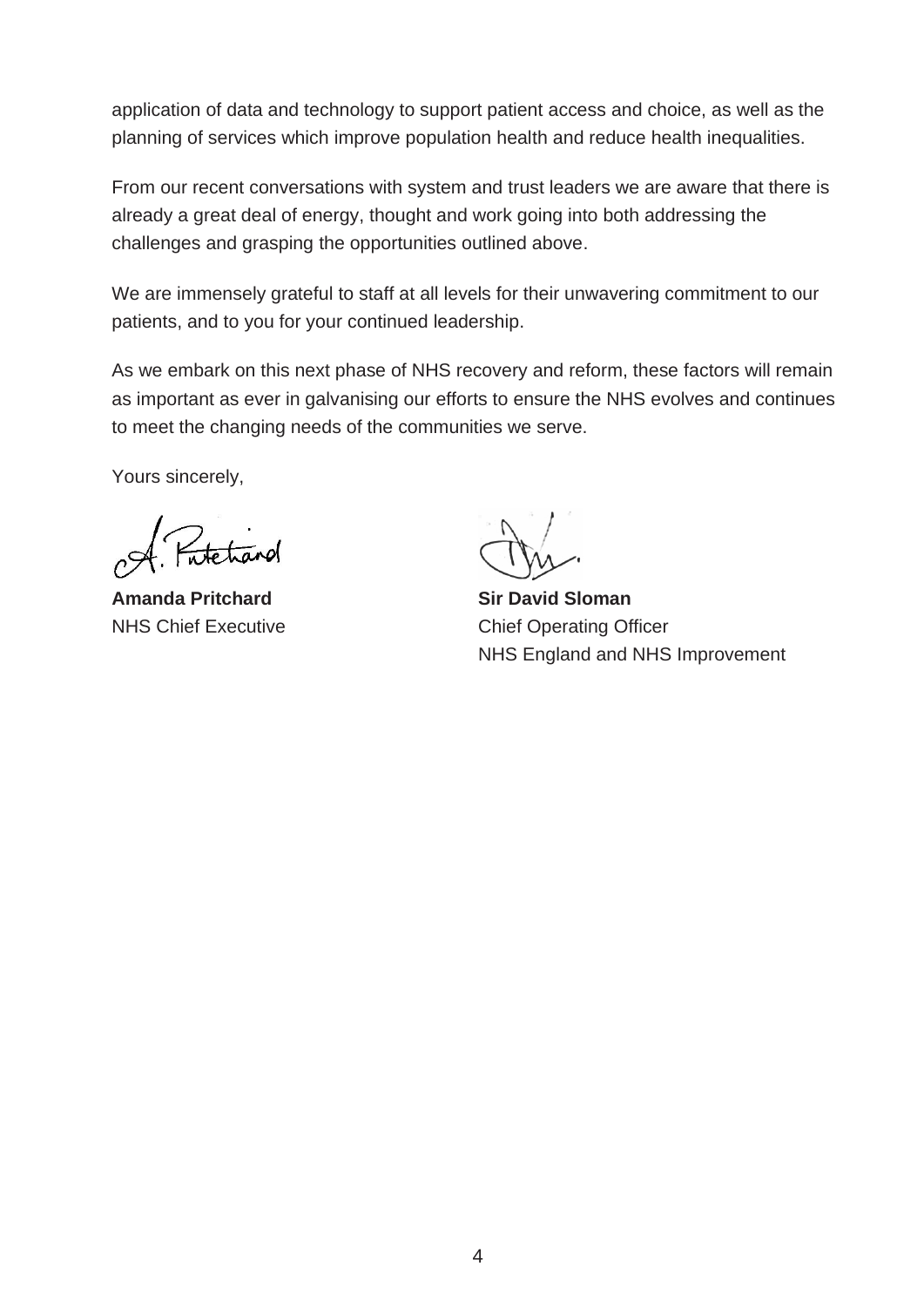application of data and technology to support patient access and choice, as well as the planning of services which improve population health and reduce health inequalities.

From our recent conversations with system and trust leaders we are aware that there is already a great deal of energy, thought and work going into both addressing the challenges and grasping the opportunities outlined above.

We are immensely grateful to staff at all levels for their unwavering commitment to our patients, and to you for your continued leadership.

As we embark on this next phase of NHS recovery and reform, these factors will remain as important as ever in galvanising our efforts to ensure the NHS evolves and continues to meet the changing needs of the communities we serve.

Yours sincerely,

**Amanda Pritchard**
NHS Chief Executive

**Sir David Sloman**
Chief Operating Officer
NHS England and NHS Improvement